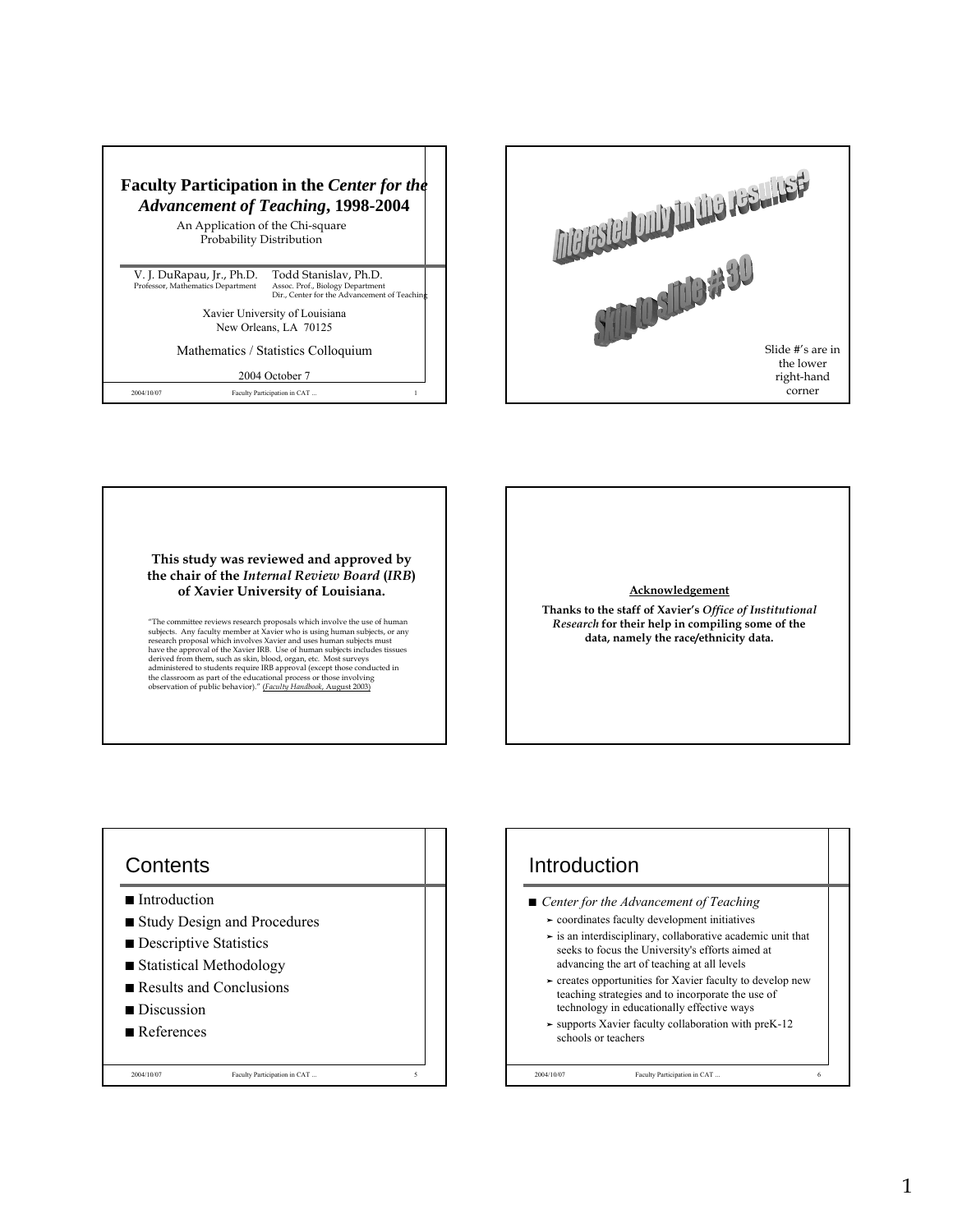# Faculty Participation in the *Center for the Advancement of Teaching*, 1998-2004

An Application of the Chi-square Probability Distribution

V. J. DuRapau, Jr., Ph.D.
Professor, Mathematics Department

Todd Stanislav, Ph.D.
Assoc. Prof., Biology Department
Dir., Center for the Advancement of Teaching

Xavier University of Louisiana
New Orleans, LA 70125

Mathematics / Statistics Colloquium

2004 October 7

---

Interested only in the results?

Skip to slide # 30

Slide #'s are in the lower right-hand corner

---

**This study was reviewed and approved by the chair of the *Internal Review Board* (*IRB*) of Xavier University of Louisiana.**

"The committee reviews research proposals which involve the use of human subjects. Any faculty member at Xavier who is using human subjects, or any research proposal which involves Xavier and uses human subjects must have the approval of the Xavier IRB. Use of human subjects includes tissues derived from them, such as skin, blood, organ, etc. Most surveys administered to students require IRB approval (except those conducted in the classroom as part of the educational process or those involving observation of public behavior)." (*Faculty Handbook*, August 2003)

---

**Acknowledgement**

**Thanks to the staff of Xavier's *Office of Institutional Research* for their help in compiling some of the data, namely the race/ethnicity data.**

---

## Contents

- Introduction
- Study Design and Procedures
- Descriptive Statistics
- Statistical Methodology
- Results and Conclusions
- Discussion
- References

---

## Introduction

- *Center for the Advancement of Teaching*
  - coordinates faculty development initiatives
  - is an interdisciplinary, collaborative academic unit that seeks to focus the University's efforts aimed at advancing the art of teaching at all levels
  - creates opportunities for Xavier faculty to develop new teaching strategies and to incorporate the use of technology in educationally effective ways
  - supports Xavier faculty collaboration with preK-12 schools or teachers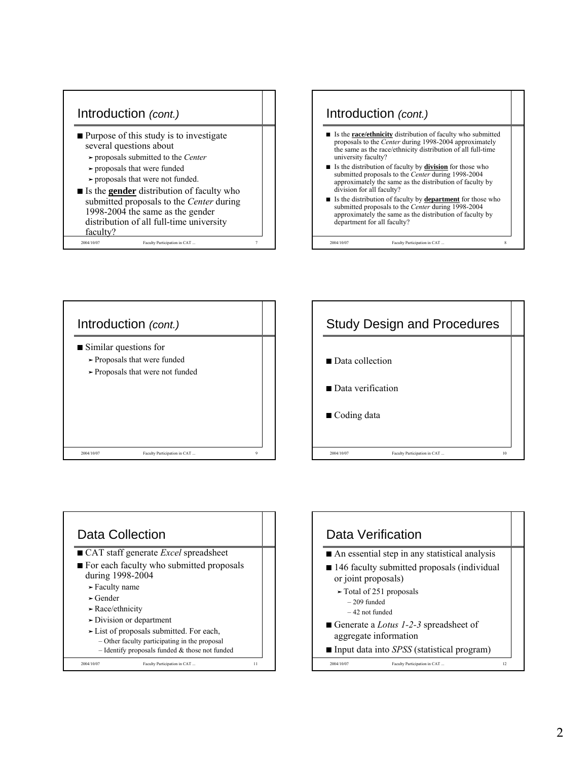## Introduction *(cont.)*

- Purpose of this study is to investigate several questions about
  - proposals submitted to the *Center*
  - proposals that were funded
  - proposals that were not funded.
- Is the **gender** distribution of faculty who submitted proposals to the *Center* during 1998-2004 the same as the gender distribution of all full-time university faculty?

## Introduction *(cont.)*

- Is the **race/ethnicity** distribution of faculty who submitted proposals to the *Center* during 1998-2004 approximately the same as the race/ethnicity distribution of all full-time university faculty?
- Is the distribution of faculty by **division** for those who submitted proposals to the *Center* during 1998-2004 approximately the same as the distribution of faculty by division for all faculty?
- Is the distribution of faculty by **department** for those who submitted proposals to the *Center* during 1998-2004 approximately the same as the distribution of faculty by department for all faculty?

## Introduction *(cont.)*

- Similar questions for
  - Proposals that were funded
  - Proposals that were not funded

## Study Design and Procedures

- Data collection
- Data verification
- Coding data

## Data Collection

- CAT staff generate *Excel* spreadsheet
- For each faculty who submitted proposals during 1998-2004
  - Faculty name
  - Gender
  - Race/ethnicity
  - Division or department
  - List of proposals submitted. For each,
    - Other faculty participating in the proposal
    - Identify proposals funded & those not funded

## Data Verification

- An essential step in any statistical analysis
- 146 faculty submitted proposals (individual or joint proposals)
  - Total of 251 proposals
    - 209 funded
    - 42 not funded
- Generate a *Lotus 1-2-3* spreadsheet of aggregate information
- Input data into *SPSS* (statistical program)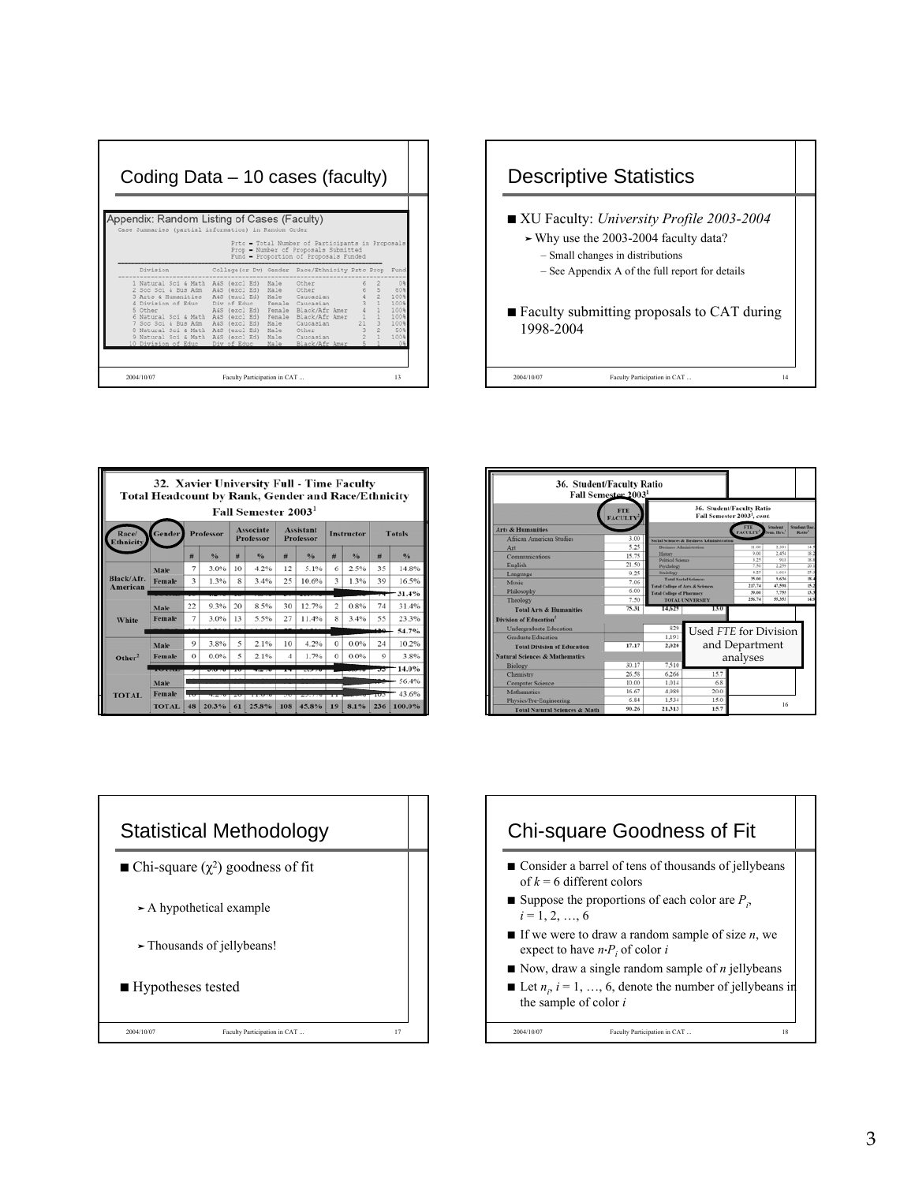## Coding Data – 10 cases (faculty)

**Appendix: Random Listing of Cases (Faculty)**

Case Summaries (partial information) in Random Order

Prts = Total Number of Participants in Proposals
Prop = Number of Proposals Submitted
Fund = Proportion of Proposals Funded

| | Division | College(or Dv) | Gender | Race/Ethnicity | Prts | Prop | Fund |
|---|---|---|---|---|---|---|---|
| 1 | Natural Sci & Math | A&S (excl Ed) | Male | Other | 6 | 2 | 0% |
| 2 | Soc Sci & Bus Adm | A&S (excl Ed) | Male | Other | 6 | 5 | 80% |
| 3 | Arts & Humanities | A&S (excl Ed) | Male | Caucasian | 4 | 2 | 100% |
| 4 | Division of Educ | Div of Educ | Female | Caucasian | 3 | 1 | 100% |
| 5 | Other | A&S (excl Ed) | Female | Black/Afr Amer | 4 | 1 | 100% |
| 6 | Natural Sci & Math | A&S (excl Ed) | Female | Black/Afr Amer | 1 | 1 | 100% |
| 7 | Soc Sci & Bus Adm | A&S (excl Ed) | Male | Caucasian | 21 | 3 | 100% |
| 8 | Natural Sci & Math | A&S (excl Ed) | Male | Other | 3 | 2 | 50% |
| 9 | Natural Sci & Math | A&S (excl Ed) | Male | Caucasian | 2 | 1 | 100% |
| 10 | Division of Educ | Div of Educ | Male | Black/Afr Amer | 5 | 1 | 0% |

## Descriptive Statistics

- XU Faculty: *University Profile 2003-2004*
  - Why use the 2003-2004 faculty data?
    - Small changes in distributions
    - See Appendix A of the full report for details
- Faculty submitting proposals to CAT during 1998-2004

### 32. Xavier University Full - Time Faculty Total Headcount by Rank, Gender and Race/Ethnicity Fall Semester 2003[1]

| Race/ Ethnicity | Gender | Professor # | Professor % | Associate Professor # | Associate Professor % | Assistant Professor # | Assistant Professor % | Instructor # | Instructor % | Totals # | Totals % |
|---|---|---|---|---|---|---|---|---|---|---|---|
| Black/Afr. American | Male | 7 | 3.0% | 10 | 4.2% | 12 | 5.1% | 6 | 2.5% | 35 | 14.8% |
| | Female | 3 | 1.3% | 8 | 3.4% | 25 | 10.6% | 3 | 1.3% | 39 | 16.5% |
| | | | | | | | | | | | 31.4% |
| White | Male | 22 | 9.3% | 20 | 8.5% | 30 | 12.7% | 2 | 0.8% | 74 | 31.4% |
| | Female | 7 | 3.0% | 13 | 5.5% | 27 | 11.4% | 8 | 3.4% | 55 | 23.3% |
| | | | | | | | | | | | 54.7% |
| Other[2] | Male | 9 | 3.8% | 5 | 2.1% | 10 | 4.2% | 0 | 0.0% | 24 | 10.2% |
| | Female | 0 | 0.0% | 5 | 2.1% | 4 | 1.7% | 0 | 0.0% | 9 | 3.8% |
| | | | | | | | | | | 33 | 14.0% |
| TOTAL | Male | | | | | | | | | | 56.4% |
| | Female | | | | | | | | | 103 | 43.6% |
| | TOTAL | 48 | 20.3% | 61 | 25.8% | 108 | 45.8% | 19 | 8.1% | 236 | 100.0% |

### 36. Student/Faculty Ratio Fall Semester 2003[1]

| | FTE FACULTY[2] | | |
|---|---|---|---|
| **Arts & Humanities** | | | |
| African American Studies | 3.00 | | |
| Art | 5.25 | | |
| Communications | 15.75 | | |
| English | 21.50 | | |
| Language | 9.25 | | |
| Music | 7.06 | | |
| Philosophy | 6.00 | | |
| Theology | 7.50 | | |
| **Total Arts & Humanities** | 75.31 | 14,625 | 13.0 |
| **Division of Education**[3] | | | |
| Undergraduate Education | | 829 | |
| Graduate Education | | 1,191 | |
| **Total Division of Education** | 17.17 | 2,020 | |
| **Natural Sciences & Mathematics** | | | |
| Biology | 30.17 | 7,510 | |
| Chemistry | 26.58 | 6,266 | 15.7 |
| Computer Science | 10.00 | 1,014 | 6.8 |
| Mathematics | 16.67 | 4,989 | 20.0 |
| Physics/Pre-Engineering | 6.84 | 1,534 | 15.0 |
| **Total Natural Sciences & Math** | 90.26 | 21,313 | 15.7 |

**36. Student/Faculty Ratio Fall Semester 2003[1], cont.**

| | FTE FACULTY[2] | Student Sem. Hrs.[3] | Student/Fac. Ratio[4] |
|---|---|---|---|
| **Social Sciences & Business Administration** | | | |
| Business Administration | 11.00 | 2,391 | 14.5 |
| History | 9.00 | 2,451 | 18.2 |
| Political Science | 3.25 | 911 | 18.8 |
| Psychology | 7.50 | 2,259 | 20.1 |
| Sociology | 4.25 | 1,613 | 25.3 |
| **Total Social Sciences** | 35.00 | 9,636 | 18.4 |
| **Total College of Arts & Sciences** | 217.74 | 47,598 | 15.2 |
| **Total College of Pharmacy** | 39.00 | 7,755 | 13.3 |
| **TOTAL UNIVERSITY** | 256.74 | 55,353 | 14.9 |

Used *FTE* for Division and Department analyses

## Statistical Methodology

- Chi-square ($\chi^2$) goodness of fit
  - A hypothetical example
  - Thousands of jellybeans!
- Hypotheses tested

## Chi-square Goodness of Fit

- Consider a barrel of tens of thousands of jellybeans of $k = 6$ different colors
- Suppose the proportions of each color are $P_i$, $i = 1, 2, \ldots, 6$
- If we were to draw a random sample of size $n$, we expect to have $n \cdot P_i$ of color $i$
- Now, draw a single random sample of $n$ jellybeans
- Let $n_i$, $i = 1, \ldots, 6$, denote the number of jellybeans in the sample of color $i$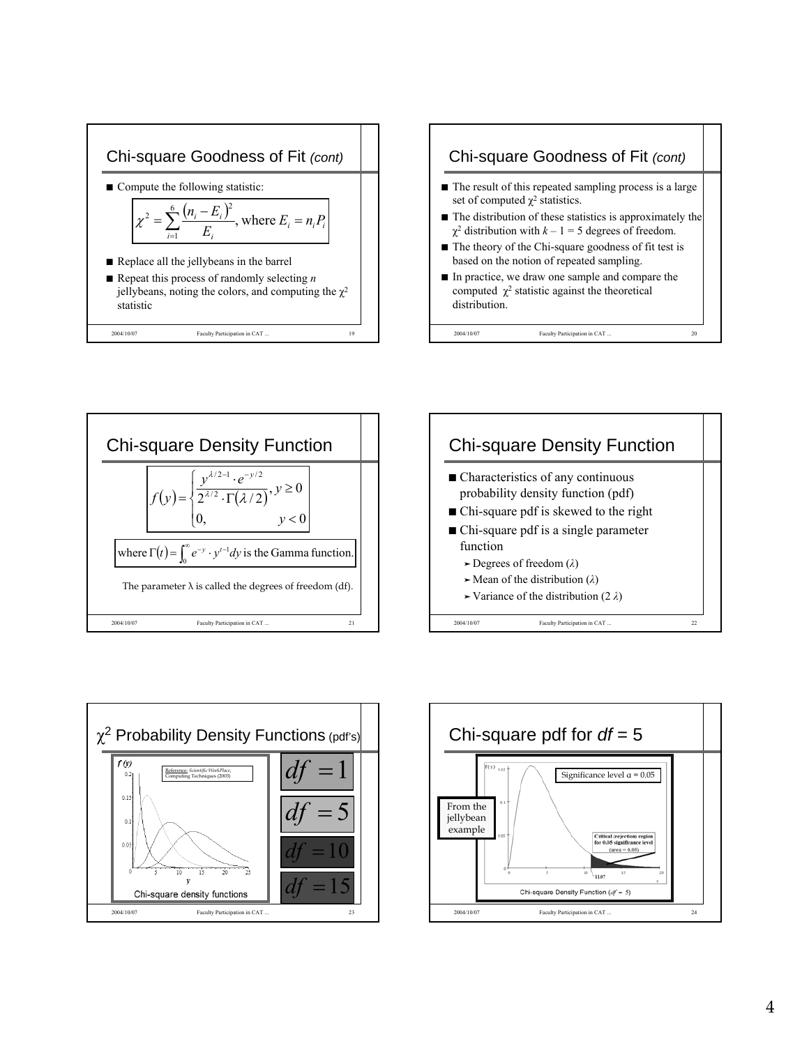## Chi-square Goodness of Fit *(cont)*

- Compute the following statistic:

$$\chi^2 = \sum_{i=1}^{6} \frac{(n_i - E_i)^2}{E_i}, \text{ where } E_i = n_i P_i$$

- Replace all the jellybeans in the barrel
- Repeat this process of randomly selecting $n$ jellybeans, noting the colors, and computing the $\chi^2$ statistic

## Chi-square Goodness of Fit *(cont)*

- The result of this repeated sampling process is a large set of computed $\chi^2$ statistics.
- The distribution of these statistics is approximately the $\chi^2$ distribution with $k - 1 = 5$ degrees of freedom.
- The theory of the Chi-square goodness of fit test is based on the notion of repeated sampling.
- In practice, we draw one sample and compare the computed $\chi^2$ statistic against the theoretical distribution.

## Chi-square Density Function

$$f(y) = \begin{cases} \dfrac{y^{\lambda/2-1} \cdot e^{-y/2}}{2^{\lambda/2} \cdot \Gamma(\lambda/2)}, & y \geq 0 \\ 0, & y < 0 \end{cases}$$

where $\Gamma(t) = \int_0^\infty e^{-y} \cdot y^{t-1} dy$ is the Gamma function.

The parameter $\lambda$ is called the degrees of freedom (df).

## Chi-square Density Function

- Characteristics of any continuous probability density function (pdf)
- Chi-square pdf is skewed to the right
- Chi-square pdf is a single parameter function
  - Degrees of freedom ($\lambda$)
  - Mean of the distribution ($\lambda$)
  - Variance of the distribution ($2\lambda$)

## $\chi^2$ Probability Density Functions (pdf's)

Reference: *Scientific WorkPlace*, Computing Techniques (2003)

$df = 1$

$df = 5$

$df = 10$

$df = 15$

Chi-square density functions

## Chi-square pdf for *df* = 5

Significance level α = 0.05

From the jellybean example

Critical (rejection) region for 0.05 significance level (area = 0.05)

11.07

Chi-square Density Function ($df = 5$)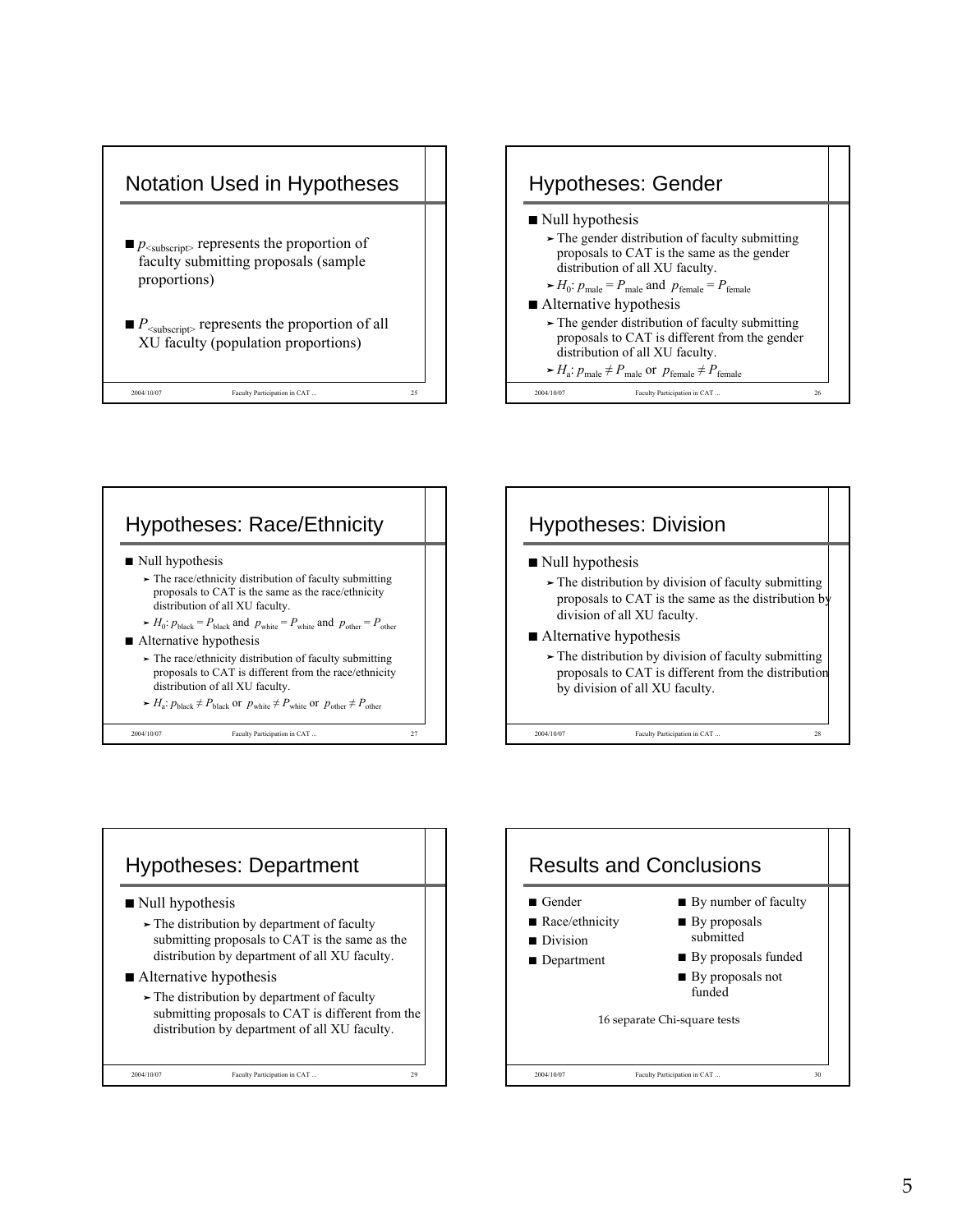## Notation Used in Hypotheses

- $p_{\text{<subscript>}}$ represents the proportion of faculty submitting proposals (sample proportions)
- $P_{\text{<subscript>}}$ represents the proportion of all XU faculty (population proportions)

## Hypotheses: Gender

- Null hypothesis
  - The gender distribution of faculty submitting proposals to CAT is the same as the gender distribution of all XU faculty.
  - $H_0$: $p_{\text{male}} = P_{\text{male}}$ and $p_{\text{female}} = P_{\text{female}}$
- Alternative hypothesis
  - The gender distribution of faculty submitting proposals to CAT is different from the gender distribution of all XU faculty.
  - $H_a$: $p_{\text{male}} \neq P_{\text{male}}$ or $p_{\text{female}} \neq P_{\text{female}}$

## Hypotheses: Race/Ethnicity

- Null hypothesis
  - The race/ethnicity distribution of faculty submitting proposals to CAT is the same as the race/ethnicity distribution of all XU faculty.
  - $H_0$: $p_{\text{black}} = P_{\text{black}}$ and $p_{\text{white}} = P_{\text{white}}$ and $p_{\text{other}} = P_{\text{other}}$
- Alternative hypothesis
  - The race/ethnicity distribution of faculty submitting proposals to CAT is different from the race/ethnicity distribution of all XU faculty.
  - $H_a$: $p_{\text{black}} \neq P_{\text{black}}$ or $p_{\text{white}} \neq P_{\text{white}}$ or $p_{\text{other}} \neq P_{\text{other}}$

## Hypotheses: Division

- Null hypothesis
  - The distribution by division of faculty submitting proposals to CAT is the same as the distribution by division of all XU faculty.
- Alternative hypothesis
  - The distribution by division of faculty submitting proposals to CAT is different from the distribution by division of all XU faculty.

## Hypotheses: Department

- Null hypothesis
  - The distribution by department of faculty submitting proposals to CAT is the same as the distribution by department of all XU faculty.
- Alternative hypothesis
  - The distribution by department of faculty submitting proposals to CAT is different from the distribution by department of all XU faculty.

## Results and Conclusions

- Gender
- Race/ethnicity
- Division
- Department

- By number of faculty
- By proposals submitted
- By proposals funded
- By proposals not funded

16 separate Chi-square tests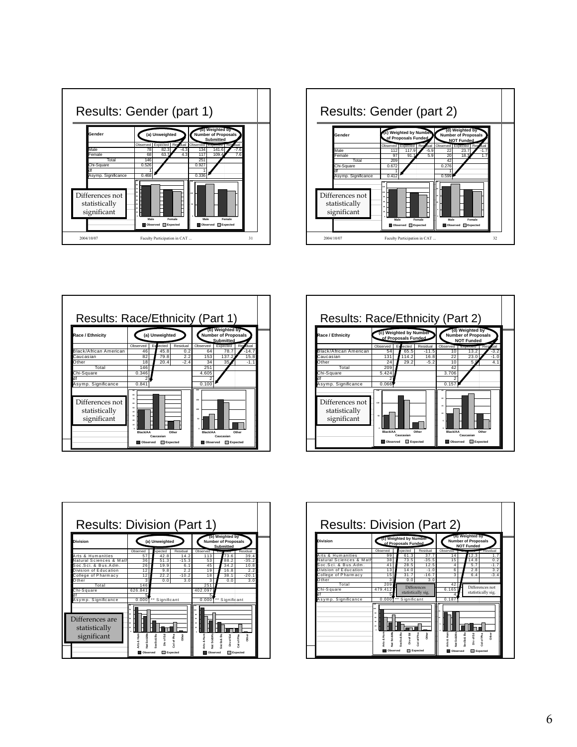## Results: Gender (part 1)

| Gender | (a) Unweighted | | | (b) Weighted by Number of Proposals Submitted | | |
|---|---|---|---|---|---|---|
| | Observed | Expected | Residual | Observed | Expected | Residual |
| Male | 78 | 82.3 | -4.3 | 134 | 141.6 | -7.6 |
| Female | 68 | 63.7 | 4.3 | 117 | 109.4 | 7.6 |
| Total | 146 | | | 251 | | |
| Chi-Square | 0.526 | | | 0.927 | | |
| df | 1 | | | 1 | | |
| Asymp. Significance | 0.468 | | | 0.336 | | |

Differences not statistically significant

Male | Female — Observed | Expected

## Results: Gender (part 2)

| Gender | (c) Weighted by Number of Proposals Funded | | | (d) Weighted by Number of Proposals NOT Funded | | |
|---|---|---|---|---|---|---|
| | Observed | Expected | Residual | Observed | Expected | Residual |
| Male | 112 | 117.9 | -5.9 | 22 | 23.7 | -1.7 |
| Female | 97 | 91.1 | 5.9 | 20 | 18.3 | 1.7 |
| Total | 209 | | | 42 | | |
| Chi-Square | 0.672 | | | 0.276 | | |
| df | 1 | | | 1 | | |
| Asymp. Significance | 0.412 | | | 0.599 | | |

Differences not statistically significant

Male | Female — Observed | Expected

## Results: Race/Ethnicity (Part 1)

| Race / Ethnicity | (a) Unweighted | | | (b) Weighted by Number of Proposals Submitted | | |
|---|---|---|---|---|---|---|
| | Observed | Expected | Residual | Observed | Expected | Residual |
| Black/African American | 46 | 45.8 | 0.2 | 64 | 78.7 | -14.7 |
| Caucasian | 82 | 79.8 | 2.2 | 153 | 137.2 | 15.8 |
| Other | 18 | 20.4 | -2.4 | 34 | 35.1 | -1.1 |
| Total | 146 | | | 251 | | |
| Chi-Square | 0.346 | | | 4.605 | | |
| df | 2 | | | 2 | | |
| Asymp. Significance | 0.841 | | | 0.100 | | |

Differences not statistically significant

Black/AA | Caucasian | Other — Observed | Expected

## Results: Race/Ethnicity (Part 2)

| Race / Ethnicity | (c) Weighted by Number of Proposals Funded | | | (d) Weighted by Number of Proposals NOT Funded | | |
|---|---|---|---|---|---|---|
| | Observed | Expected | Residual | Observed | Expected | Residual |
| Black/African American | 54 | 65.5 | -11.5 | 10 | 13.2 | -3.2 |
| Caucasian | 131 | 114.2 | 16.8 | 22 | 23.0 | -1.0 |
| Other | 24 | 29.2 | -5.2 | 10 | 5.9 | 4.1 |
| Total | 209 | | | 42 | | |
| Chi-Square | 5.424 | | | 3.706 | | |
| df | 2 | | | 2 | | |
| Asymp. Significance | 0.066 | | | 0.157 | | |

Differences not statistically significant

Black/AA | Caucasian | Other — Observed | Expected

## Results: Division (Part 1)

| Division | (a) Unweighted | | | (b) Weighted by Number of Proposals Submitted | | |
|---|---|---|---|---|---|---|
| | Observed | Expected | Residual | Observed | Expected | Residual |
| Arts & Humanities | 57 | 42.8 | 14.2 | 113 | 73.6 | 39.4 |
| Natural Sciences & Math | 36 | 51.3 | -15.3 | 53 | 88.2 | -35.2 |
| Soc.Sci. & Bus.Adm. | 26 | 19.9 | 6.1 | 45 | 34.2 | 10.8 |
| Division of Education | 12 | 9.8 | 2.2 | 19 | 16.8 | 2.2 |
| College of Pharmacy | 12 | 22.2 | -10.2 | 18 | 38.1 | -20.1 |
| Other | 3 | 0.0 | 3.0 | 3 | 0.0 | 3.0 |
| Total | 146 | | | 251 | | |
| Chi-Square | 626.841 | | | 402.097 | | |
| df | 5 | | | 5 | | |
| Asymp. Significance | 0.000 | ** Significant | | 0.000 | ** Significant | |

Differences are statistically significant

Arts & Hum | Nat Sci&Ma | SocSci& Bu | Div of Ed | Col of Pha | Other — Observed | Expected

## Results: Division (Part 2)

| Division | (c) Weighted by Number of Proposals Funded | | | (d) Weighted by Number of Proposals NOT Funded | | |
|---|---|---|---|---|---|---|
| | Observed | Expected | Residual | Observed | Expected | Residual |
| Arts & Humanities | 99 | 61.3 | 37.7 | 14 | 12.3 | 1.7 |
| Natural Sciences & Math | 38 | 73.5 | -35.5 | 15 | 14.8 | 0.2 |
| Soc.Sci. & Bus.Adm. | 41 | 28.5 | 12.5 | 4 | 5.7 | -1.7 |
| Division of Education | 13 | 14.0 | -1.0 | 6 | 2.8 | 3.2 |
| College of Pharmacy | 15 | 31.7 | -16.7 | 3 | 6.4 | -3.4 |
| Other | 3 | 0.0 | 3.0 | | | |
| Total | 209 | | | 42 | | |
| Chi-Square | 479.412 | | | 6.165 | | |
| df | 5 | | | 4 | | |
| Asymp. Significance | 0.000 | ** Significant | | 0.187 | | |

Differences statistically sig.

Differences not statistically sig.

Arts & Hum | Nat Sci&Ma | SocSci& Bu | Div of Ed | Col of Pha | Other — Observed | Expected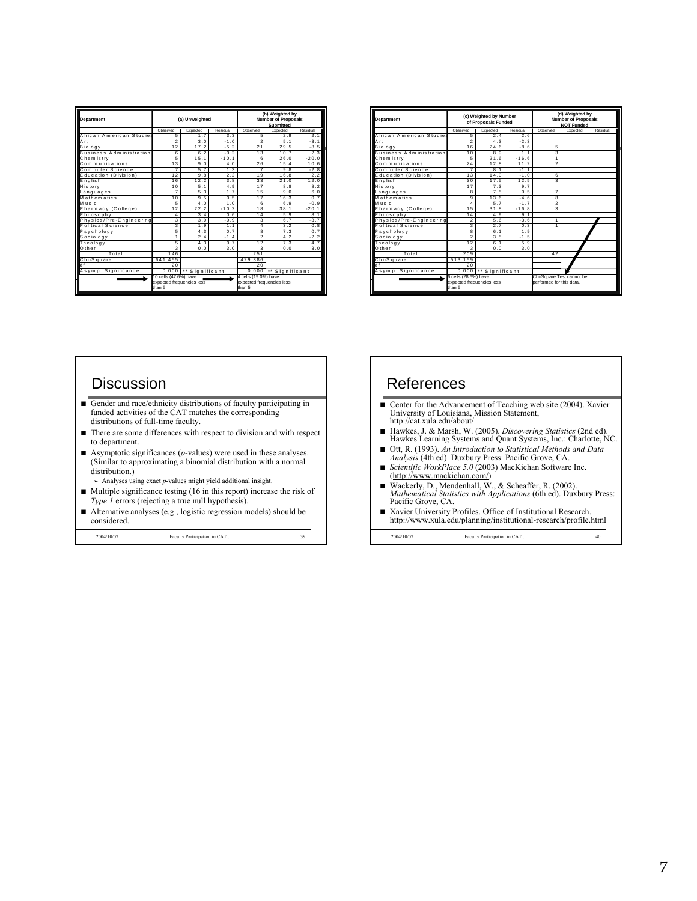| Department | (a) Unweighted | | | (b) Weighted by Number of Proposals Submitted | | |
|---|---|---|---|---|---|---|
| | Observed | Expected | Residual | Observed | Expected | Residual |
| African American Studies | 5 | 1.7 | 3.3 | 5 | 2.9 | 2.1 |
| Art | 2 | 3.0 | -1.0 | 2 | 5.1 | -3.1 |
| Biology | 12 | 17.2 | -5.2 | 21 | 29.5 | -8.5 |
| Business Administration | 6 | 6.2 | -0.2 | 13 | 10.7 | 2.3 |
| Chemistry | 5 | 15.1 | -10.1 | 6 | 26.0 | -20.0 |
| Communications | 13 | 9.0 | 4.0 | 26 | 15.4 | 10.6 |
| Computer Science | 7 | 5.7 | 1.3 | 7 | 9.8 | -2.8 |
| Education (Division) | 12 | 9.8 | 2.2 | 19 | 16.8 | 2.2 |
| English | 16 | 12.2 | 3.8 | 33 | 21.0 | 12.0 |
| History | 10 | 5.1 | 4.9 | 17 | 8.8 | 8.2 |
| Languages | 7 | 5.3 | 1.7 | 15 | 9.0 | 6.0 |
| Mathematics | 10 | 9.5 | 0.5 | 17 | 16.3 | 0.7 |
| Music | 5 | 4.0 | 1.0 | 6 | 6.9 | -0.9 |
| Pharmacy (College) | 12 | 22.2 | -10.2 | 18 | 38.1 | -20.1 |
| Philosophy | 4 | 3.4 | 0.6 | 14 | 5.9 | 8.1 |
| Physics/Pre-Engineering | 3 | 3.9 | -0.9 | 3 | 6.7 | -3.7 |
| Political Science | 3 | 1.9 | 1.1 | 4 | 3.2 | 0.8 |
| Psychology | 5 | 4.3 | 0.7 | 8 | 7.3 | 0.7 |
| Sociology | 1 | 2.4 | -1.4 | 2 | 4.2 | -2.2 |
| Theology | 5 | 4.3 | 0.7 | 12 | 7.3 | 4.7 |
| Other | 3 | 0.0 | 3.0 | 3 | 0.0 | 3.0 |
| Total | 146 | | | 251 | | |
| Chi-Square | 641.455 | | | 429.386 | | |
| df | 20 | | | 20 | | |
| Asymp. Significance | 0.000 | ** Significant | | 0.000 | ** Significant | |
| | 10 cells (47.6%) have expected frequencies less than 5 | | | 4 cells (19.0%) have expected frequencies less than 5 | | |

| Department | (c) Weighted by Number of Proposals Funded | | | (d) Weighted by Number of Proposals NOT Funded | | |
|---|---|---|---|---|---|---|
| | Observed | Expected | Residual | Observed | Expected | Residual |
| African American Studies | 5 | 2.4 | 2.6 | | | |
| Art | 2 | 4.3 | -2.3 | | | |
| Biology | 16 | 24.6 | -8.6 | 5 | | |
| Business Administration | 10 | 8.9 | 1.1 | 3 | | |
| Chemistry | 5 | 21.6 | -16.6 | 1 | | |
| Communications | 24 | 12.8 | 11.2 | 2 | | |
| Computer Science | 7 | 8.1 | -1.1 | | | |
| Education (Division) | 13 | 14.0 | -1.0 | 6 | | |
| English | 30 | 17.5 | 12.5 | 3 | | |
| History | 17 | 7.3 | 9.7 | | | |
| Languages | 8 | 7.5 | 0.5 | 7 | | |
| Mathematics | 9 | 13.6 | -4.6 | 8 | | |
| Music | 4 | 5.7 | -1.7 | 2 | | |
| Pharmacy (College) | 15 | 31.8 | -16.8 | 3 | | |
| Philosophy | 14 | 4.9 | 9.1 | | | |
| Physics/Pre-Engineering | 2 | 5.6 | -3.6 | 1 | | |
| Political Science | 3 | 2.7 | 0.3 | 1 | | |
| Psychology | 8 | 6.1 | 1.9 | | | |
| Sociology | 2 | 3.5 | -1.5 | | | |
| Theology | 12 | 6.1 | 5.9 | | | |
| Other | 3 | 0.0 | 3.0 | | | |
| Total | 209 | | | 42 | | |
| Chi-Square | 513.159 | | | | | |
| df | 20 | | | | | |
| Asymp. Significance | 0.000 | ** Significant | | | | |
| | 6 cells (28.6%) have expected frequencies less than 5 | | | Chi-Square Test cannot be performed for this data. | | |

## Discussion

- Gender and race/ethnicity distributions of faculty participating in funded activities of the CAT matches the corresponding distributions of full-time faculty.
- There are some differences with respect to division and with respect to department.
- Asymptotic significances (*p*-values) were used in these analyses. (Similar to approximating a binomial distribution with a normal distribution.)
  - Analyses using exact *p*-values might yield additional insight.
- Multiple significance testing (16 in this report) increase the risk of *Type 1* errors (rejecting a true null hypothesis).
- Alternative analyses (e.g., logistic regression models) should be considered.

## References

- Center for the Advancement of Teaching web site (2004). Xavier University of Louisiana, Mission Statement, http://cat.xula.edu/about/
- Hawkes, J. & Marsh, W. (2005). *Discovering Statistics* (2nd ed). Hawkes Learning Systems and Quant Systems, Inc.: Charlotte, NC.
- Ott, R. (1993). *An Introduction to Statistical Methods and Data Analysis* (4th ed). Duxbury Press: Pacific Grove, CA.
- *Scientific WorkPlace 5.0* (2003) MacKichan Software Inc. (http://www.mackichan.com/)
- Wackerly, D., Mendenhall, W., & Scheaffer, R. (2002). *Mathematical Statistics with Applications* (6th ed). Duxbury Press: Pacific Grove, CA.
- Xavier University Profiles. Office of Institutional Research. http://www.xula.edu/planning/institutional-research/profile.html